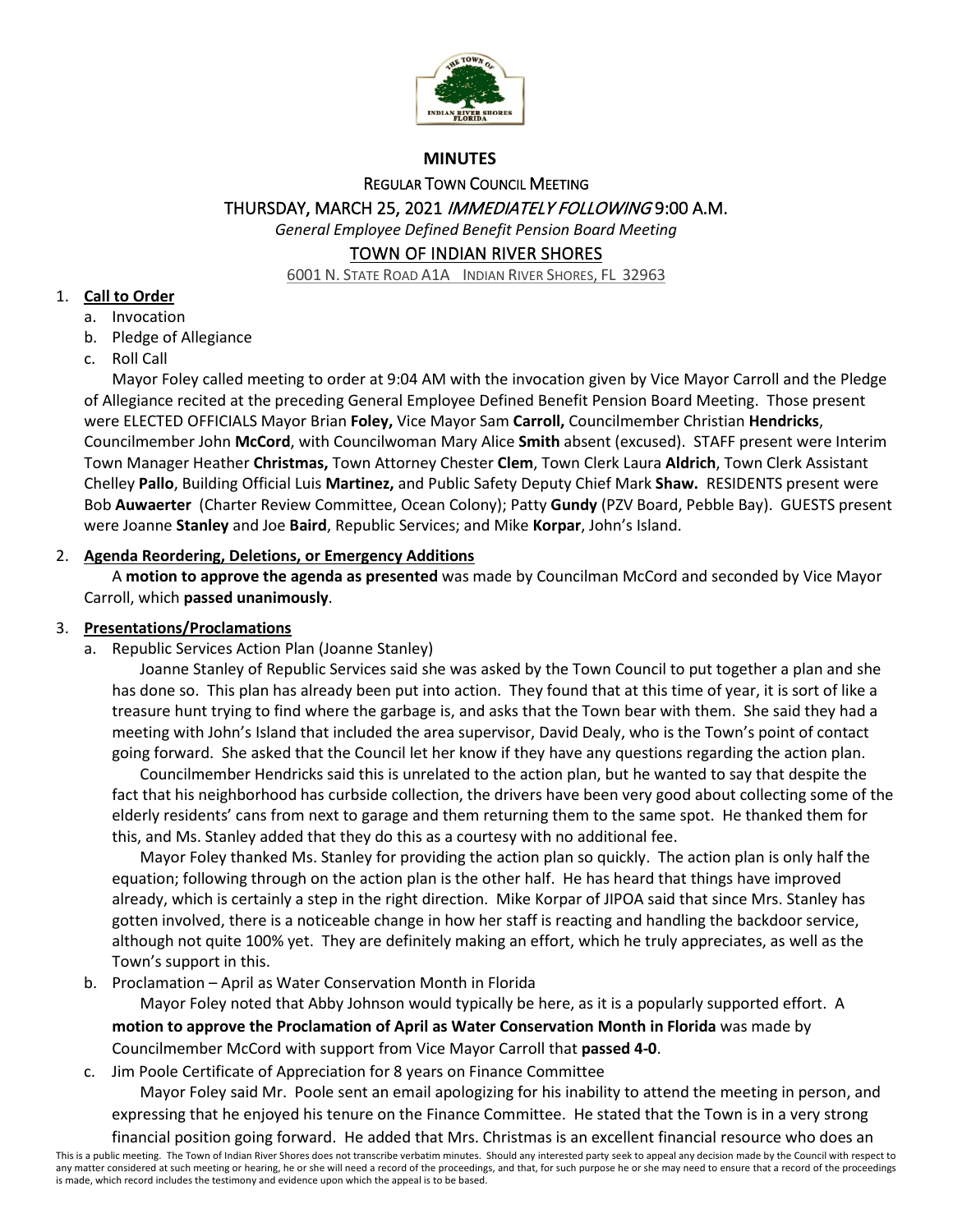# MINUTES

## REGULAR TOWN COUNCIL MEETING

## THURSDAY, MARCH 25, 2021 *IMMEDIATELY FOLLOWING* 9:00 A.M.

*General Employee Defined Benefit Pension Board Meeting*

## TOWN OF INDIAN RIVER SHORES

6001 N. STATE ROAD A1A INDIAN RIVER SHORES, FL 32963

1. **Call to Order**
   a. Invocation
   b. Pledge of Allegiance
   c. Roll Call

   Mayor Foley called meeting to order at 9:04 AM with the invocation given by Vice Mayor Carroll and the Pledge of Allegiance recited at the preceding General Employee Defined Benefit Pension Board Meeting. Those present were ELECTED OFFICIALS Mayor Brian **Foley,** Vice Mayor Sam **Carroll,** Councilmember Christian **Hendricks**, Councilmember John **McCord**, with Councilwoman Mary Alice **Smith** absent (excused). STAFF present were Interim Town Manager Heather **Christmas,** Town Attorney Chester **Clem**, Town Clerk Laura **Aldrich**, Town Clerk Assistant Chelley **Pallo**, Building Official Luis **Martinez,** and Public Safety Deputy Chief Mark **Shaw.** RESIDENTS present were Bob **Auwaerter** (Charter Review Committee, Ocean Colony); Patty **Gundy** (PZV Board, Pebble Bay). GUESTS present were Joanne **Stanley** and Joe **Baird**, Republic Services; and Mike **Korpar**, John's Island.

2. **Agenda Reordering, Deletions, or Emergency Additions**

   A **motion to approve the agenda as presented** was made by Councilman McCord and seconded by Vice Mayor Carroll, which **passed unanimously**.

3. **Presentations/Proclamations**
   a. Republic Services Action Plan (Joanne Stanley)

   Joanne Stanley of Republic Services said she was asked by the Town Council to put together a plan and she has done so. This plan has already been put into action. They found that at this time of year, it is sort of like a treasure hunt trying to find where the garbage is, and asks that the Town bear with them. She said they had a meeting with John's Island that included the area supervisor, David Dealy, who is the Town's point of contact going forward. She asked that the Council let her know if they have any questions regarding the action plan.

   Councilmember Hendricks said this is unrelated to the action plan, but he wanted to say that despite the fact that his neighborhood has curbside collection, the drivers have been very good about collecting some of the elderly residents' cans from next to garage and them returning them to the same spot. He thanked them for this, and Ms. Stanley added that they do this as a courtesy with no additional fee.

   Mayor Foley thanked Ms. Stanley for providing the action plan so quickly. The action plan is only half the equation; following through on the action plan is the other half. He has heard that things have improved already, which is certainly a step in the right direction. Mike Korpar of JIPOA said that since Mrs. Stanley has gotten involved, there is a noticeable change in how her staff is reacting and handling the backdoor service, although not quite 100% yet. They are definitely making an effort, which he truly appreciates, as well as the Town's support in this.

   b. Proclamation – April as Water Conservation Month in Florida

   Mayor Foley noted that Abby Johnson would typically be here, as it is a popularly supported effort. A **motion to approve the Proclamation of April as Water Conservation Month in Florida** was made by Councilmember McCord with support from Vice Mayor Carroll that **passed 4-0**.

   c. Jim Poole Certificate of Appreciation for 8 years on Finance Committee

   Mayor Foley said Mr. Poole sent an email apologizing for his inability to attend the meeting in person, and expressing that he enjoyed his tenure on the Finance Committee. He stated that the Town is in a very strong financial position going forward. He added that Mrs. Christmas is an excellent financial resource who does an

This is a public meeting. The Town of Indian River Shores does not transcribe verbatim minutes. Should any interested party seek to appeal any decision made by the Council with respect to any matter considered at such meeting or hearing, he or she will need a record of the proceedings, and that, for such purpose he or she may need to ensure that a record of the proceedings is made, which record includes the testimony and evidence upon which the appeal is to be based.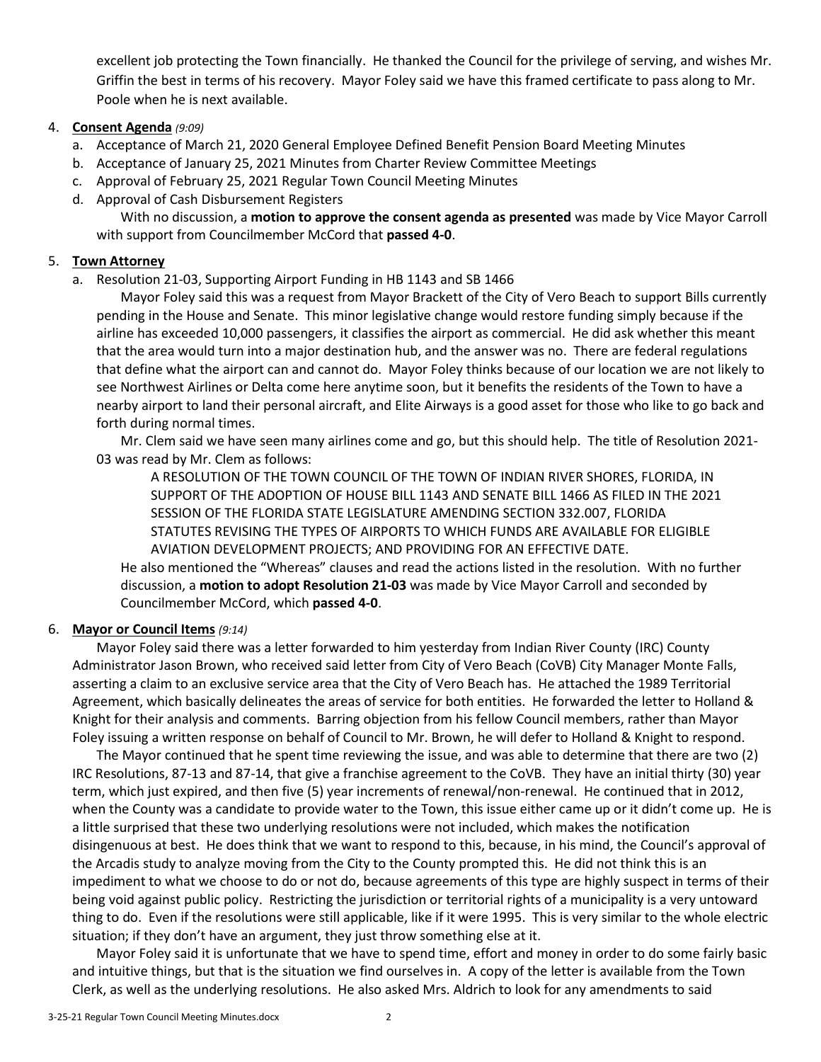excellent job protecting the Town financially. He thanked the Council for the privilege of serving, and wishes Mr. Griffin the best in terms of his recovery. Mayor Foley said we have this framed certificate to pass along to Mr. Poole when he is next available.

4. **Consent Agenda** *(9:09)*
   a. Acceptance of March 21, 2020 General Employee Defined Benefit Pension Board Meeting Minutes
   b. Acceptance of January 25, 2021 Minutes from Charter Review Committee Meetings
   c. Approval of February 25, 2021 Regular Town Council Meeting Minutes
   d. Approval of Cash Disbursement Registers

   With no discussion, a **motion to approve the consent agenda as presented** was made by Vice Mayor Carroll with support from Councilmember McCord that **passed 4-0**.

5. **Town Attorney**
   a. Resolution 21-03, Supporting Airport Funding in HB 1143 and SB 1466

   Mayor Foley said this was a request from Mayor Brackett of the City of Vero Beach to support Bills currently pending in the House and Senate. This minor legislative change would restore funding simply because if the airline has exceeded 10,000 passengers, it classifies the airport as commercial. He did ask whether this meant that the area would turn into a major destination hub, and the answer was no. There are federal regulations that define what the airport can and cannot do. Mayor Foley thinks because of our location we are not likely to see Northwest Airlines or Delta come here anytime soon, but it benefits the residents of the Town to have a nearby airport to land their personal aircraft, and Elite Airways is a good asset for those who like to go back and forth during normal times.

   Mr. Clem said we have seen many airlines come and go, but this should help. The title of Resolution 2021-03 was read by Mr. Clem as follows:

   > A RESOLUTION OF THE TOWN COUNCIL OF THE TOWN OF INDIAN RIVER SHORES, FLORIDA, IN SUPPORT OF THE ADOPTION OF HOUSE BILL 1143 AND SENATE BILL 1466 AS FILED IN THE 2021 SESSION OF THE FLORIDA STATE LEGISLATURE AMENDING SECTION 332.007, FLORIDA STATUTES REVISING THE TYPES OF AIRPORTS TO WHICH FUNDS ARE AVAILABLE FOR ELIGIBLE AVIATION DEVELOPMENT PROJECTS; AND PROVIDING FOR AN EFFECTIVE DATE.

   He also mentioned the "Whereas" clauses and read the actions listed in the resolution. With no further discussion, a **motion to adopt Resolution 21-03** was made by Vice Mayor Carroll and seconded by Councilmember McCord, which **passed 4-0**.

6. **Mayor or Council Items** *(9:14)*

   Mayor Foley said there was a letter forwarded to him yesterday from Indian River County (IRC) County Administrator Jason Brown, who received said letter from City of Vero Beach (CoVB) City Manager Monte Falls, asserting a claim to an exclusive service area that the City of Vero Beach has. He attached the 1989 Territorial Agreement, which basically delineates the areas of service for both entities. He forwarded the letter to Holland & Knight for their analysis and comments. Barring objection from his fellow Council members, rather than Mayor Foley issuing a written response on behalf of Council to Mr. Brown, he will defer to Holland & Knight to respond.

   The Mayor continued that he spent time reviewing the issue, and was able to determine that there are two (2) IRC Resolutions, 87-13 and 87-14, that give a franchise agreement to the CoVB. They have an initial thirty (30) year term, which just expired, and then five (5) year increments of renewal/non-renewal. He continued that in 2012, when the County was a candidate to provide water to the Town, this issue either came up or it didn't come up. He is a little surprised that these two underlying resolutions were not included, which makes the notification disingenuous at best. He does think that we want to respond to this, because, in his mind, the Council's approval of the Arcadis study to analyze moving from the City to the County prompted this. He did not think this is an impediment to what we choose to do or not do, because agreements of this type are highly suspect in terms of their being void against public policy. Restricting the jurisdiction or territorial rights of a municipality is a very untoward thing to do. Even if the resolutions were still applicable, like if it were 1995. This is very similar to the whole electric situation; if they don't have an argument, they just throw something else at it.

   Mayor Foley said it is unfortunate that we have to spend time, effort and money in order to do some fairly basic and intuitive things, but that is the situation we find ourselves in. A copy of the letter is available from the Town Clerk, as well as the underlying resolutions. He also asked Mrs. Aldrich to look for any amendments to said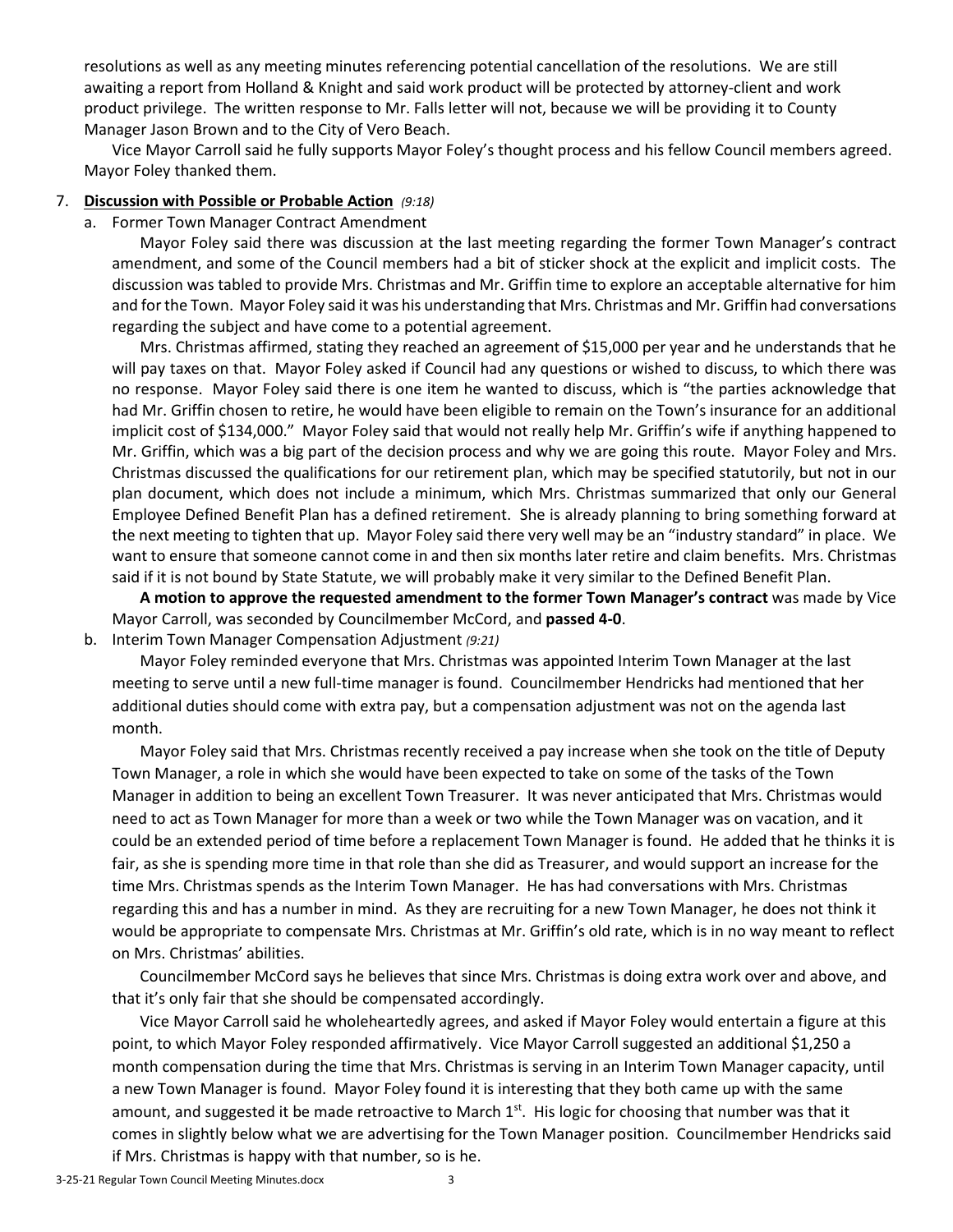resolutions as well as any meeting minutes referencing potential cancellation of the resolutions. We are still awaiting a report from Holland & Knight and said work product will be protected by attorney-client and work product privilege. The written response to Mr. Falls letter will not, because we will be providing it to County Manager Jason Brown and to the City of Vero Beach.

Vice Mayor Carroll said he fully supports Mayor Foley's thought process and his fellow Council members agreed. Mayor Foley thanked them.

7. **Discussion with Possible or Probable Action** *(9:18)*

   a. Former Town Manager Contract Amendment

   Mayor Foley said there was discussion at the last meeting regarding the former Town Manager's contract amendment, and some of the Council members had a bit of sticker shock at the explicit and implicit costs. The discussion was tabled to provide Mrs. Christmas and Mr. Griffin time to explore an acceptable alternative for him and for the Town. Mayor Foley said it was his understanding that Mrs. Christmas and Mr. Griffin had conversations regarding the subject and have come to a potential agreement.

   Mrs. Christmas affirmed, stating they reached an agreement of $15,000 per year and he understands that he will pay taxes on that. Mayor Foley asked if Council had any questions or wished to discuss, to which there was no response. Mayor Foley said there is one item he wanted to discuss, which is "the parties acknowledge that had Mr. Griffin chosen to retire, he would have been eligible to remain on the Town's insurance for an additional implicit cost of $134,000." Mayor Foley said that would not really help Mr. Griffin's wife if anything happened to Mr. Griffin, which was a big part of the decision process and why we are going this route. Mayor Foley and Mrs. Christmas discussed the qualifications for our retirement plan, which may be specified statutorily, but not in our plan document, which does not include a minimum, which Mrs. Christmas summarized that only our General Employee Defined Benefit Plan has a defined retirement. She is already planning to bring something forward at the next meeting to tighten that up. Mayor Foley said there very well may be an "industry standard" in place. We want to ensure that someone cannot come in and then six months later retire and claim benefits. Mrs. Christmas said if it is not bound by State Statute, we will probably make it very similar to the Defined Benefit Plan.

   **A motion to approve the requested amendment to the former Town Manager's contract** was made by Vice Mayor Carroll, was seconded by Councilmember McCord, and **passed 4-0**.

   b. Interim Town Manager Compensation Adjustment *(9:21)*

   Mayor Foley reminded everyone that Mrs. Christmas was appointed Interim Town Manager at the last meeting to serve until a new full-time manager is found. Councilmember Hendricks had mentioned that her additional duties should come with extra pay, but a compensation adjustment was not on the agenda last month.

   Mayor Foley said that Mrs. Christmas recently received a pay increase when she took on the title of Deputy Town Manager, a role in which she would have been expected to take on some of the tasks of the Town Manager in addition to being an excellent Town Treasurer. It was never anticipated that Mrs. Christmas would need to act as Town Manager for more than a week or two while the Town Manager was on vacation, and it could be an extended period of time before a replacement Town Manager is found. He added that he thinks it is fair, as she is spending more time in that role than she did as Treasurer, and would support an increase for the time Mrs. Christmas spends as the Interim Town Manager. He has had conversations with Mrs. Christmas regarding this and has a number in mind. As they are recruiting for a new Town Manager, he does not think it would be appropriate to compensate Mrs. Christmas at Mr. Griffin's old rate, which is in no way meant to reflect on Mrs. Christmas' abilities.

   Councilmember McCord says he believes that since Mrs. Christmas is doing extra work over and above, and that it's only fair that she should be compensated accordingly.

   Vice Mayor Carroll said he wholeheartedly agrees, and asked if Mayor Foley would entertain a figure at this point, to which Mayor Foley responded affirmatively. Vice Mayor Carroll suggested an additional $1,250 a month compensation during the time that Mrs. Christmas is serving in an Interim Town Manager capacity, until a new Town Manager is found. Mayor Foley found it is interesting that they both came up with the same amount, and suggested it be made retroactive to March 1st. His logic for choosing that number was that it comes in slightly below what we are advertising for the Town Manager position. Councilmember Hendricks said if Mrs. Christmas is happy with that number, so is he.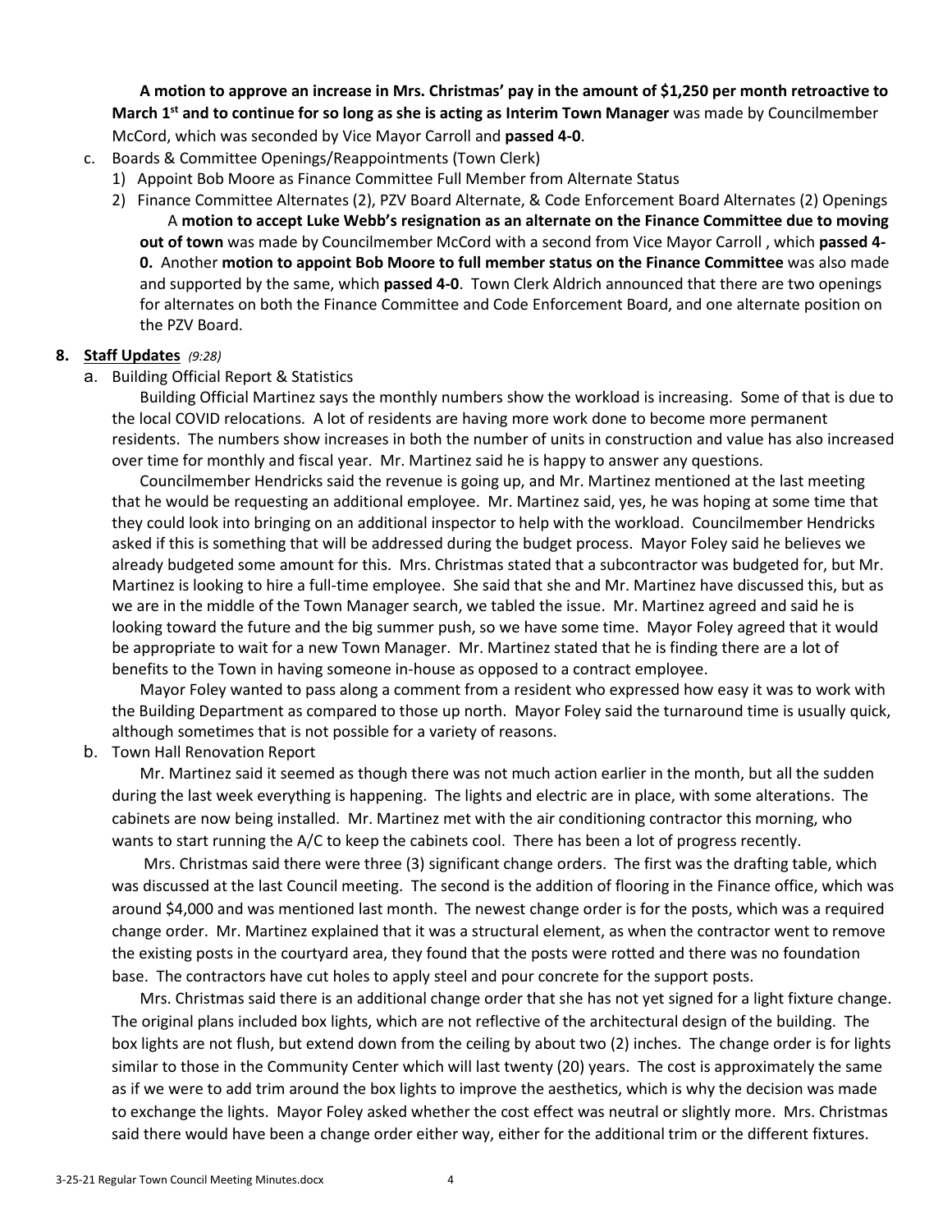**A motion to approve an increase in Mrs. Christmas' pay in the amount of $1,250 per month retroactive to March 1st and to continue for so long as she is acting as Interim Town Manager** was made by Councilmember McCord, which was seconded by Vice Mayor Carroll and **passed 4-0**.

c. Boards & Committee Openings/Reappointments (Town Clerk)
   1) Appoint Bob Moore as Finance Committee Full Member from Alternate Status
   2) Finance Committee Alternates (2), PZV Board Alternate, & Code Enforcement Board Alternates (2) Openings

      A **motion to accept Luke Webb's resignation as an alternate on the Finance Committee due to moving out of town** was made by Councilmember McCord with a second from Vice Mayor Carroll , which **passed 4-0.** Another **motion to appoint Bob Moore to full member status on the Finance Committee** was also made and supported by the same, which **passed 4-0**. Town Clerk Aldrich announced that there are two openings for alternates on both the Finance Committee and Code Enforcement Board, and one alternate position on the PZV Board.

## 8. Staff Updates *(9:28)*

a. Building Official Report & Statistics

Building Official Martinez says the monthly numbers show the workload is increasing. Some of that is due to the local COVID relocations. A lot of residents are having more work done to become more permanent residents. The numbers show increases in both the number of units in construction and value has also increased over time for monthly and fiscal year. Mr. Martinez said he is happy to answer any questions.

Councilmember Hendricks said the revenue is going up, and Mr. Martinez mentioned at the last meeting that he would be requesting an additional employee. Mr. Martinez said, yes, he was hoping at some time that they could look into bringing on an additional inspector to help with the workload. Councilmember Hendricks asked if this is something that will be addressed during the budget process. Mayor Foley said he believes we already budgeted some amount for this. Mrs. Christmas stated that a subcontractor was budgeted for, but Mr. Martinez is looking to hire a full-time employee. She said that she and Mr. Martinez have discussed this, but as we are in the middle of the Town Manager search, we tabled the issue. Mr. Martinez agreed and said he is looking toward the future and the big summer push, so we have some time. Mayor Foley agreed that it would be appropriate to wait for a new Town Manager. Mr. Martinez stated that he is finding there are a lot of benefits to the Town in having someone in-house as opposed to a contract employee.

Mayor Foley wanted to pass along a comment from a resident who expressed how easy it was to work with the Building Department as compared to those up north. Mayor Foley said the turnaround time is usually quick, although sometimes that is not possible for a variety of reasons.

b. Town Hall Renovation Report

Mr. Martinez said it seemed as though there was not much action earlier in the month, but all the sudden during the last week everything is happening. The lights and electric are in place, with some alterations. The cabinets are now being installed. Mr. Martinez met with the air conditioning contractor this morning, who wants to start running the A/C to keep the cabinets cool. There has been a lot of progress recently.

Mrs. Christmas said there were three (3) significant change orders. The first was the drafting table, which was discussed at the last Council meeting. The second is the addition of flooring in the Finance office, which was around $4,000 and was mentioned last month. The newest change order is for the posts, which was a required change order. Mr. Martinez explained that it was a structural element, as when the contractor went to remove the existing posts in the courtyard area, they found that the posts were rotted and there was no foundation base. The contractors have cut holes to apply steel and pour concrete for the support posts.

Mrs. Christmas said there is an additional change order that she has not yet signed for a light fixture change. The original plans included box lights, which are not reflective of the architectural design of the building. The box lights are not flush, but extend down from the ceiling by about two (2) inches. The change order is for lights similar to those in the Community Center which will last twenty (20) years. The cost is approximately the same as if we were to add trim around the box lights to improve the aesthetics, which is why the decision was made to exchange the lights. Mayor Foley asked whether the cost effect was neutral or slightly more. Mrs. Christmas said there would have been a change order either way, either for the additional trim or the different fixtures.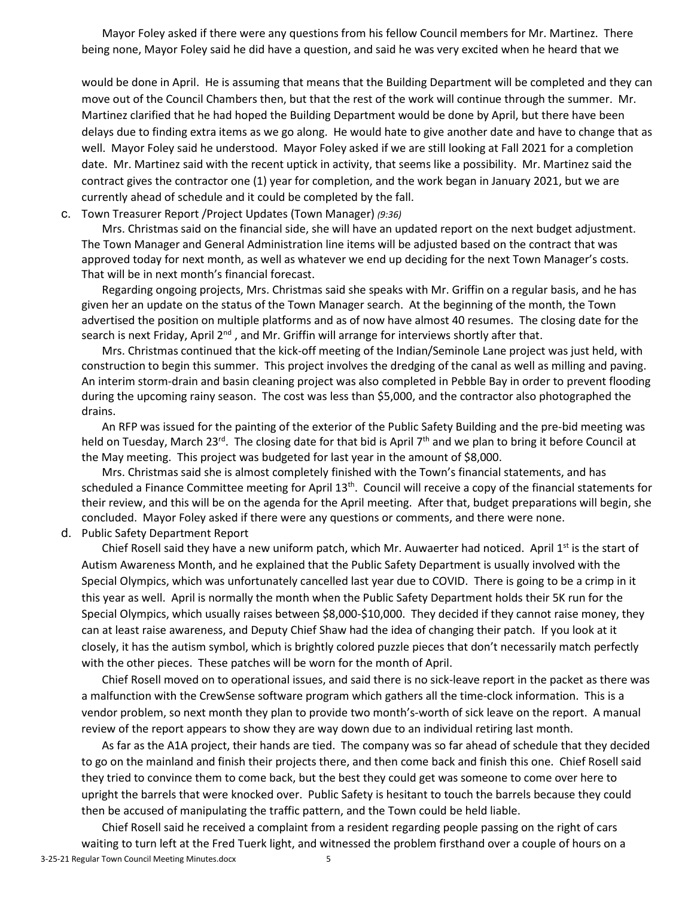Mayor Foley asked if there were any questions from his fellow Council members for Mr. Martinez. There being none, Mayor Foley said he did have a question, and said he was very excited when he heard that we would be done in April. He is assuming that means that the Building Department will be completed and they can move out of the Council Chambers then, but that the rest of the work will continue through the summer. Mr. Martinez clarified that he had hoped the Building Department would be done by April, but there have been delays due to finding extra items as we go along. He would hate to give another date and have to change that as well. Mayor Foley said he understood. Mayor Foley asked if we are still looking at Fall 2021 for a completion date. Mr. Martinez said with the recent uptick in activity, that seems like a possibility. Mr. Martinez said the contract gives the contractor one (1) year for completion, and the work began in January 2021, but we are currently ahead of schedule and it could be completed by the fall.

c. Town Treasurer Report /Project Updates (Town Manager) *(9:36)*

Mrs. Christmas said on the financial side, she will have an updated report on the next budget adjustment. The Town Manager and General Administration line items will be adjusted based on the contract that was approved today for next month, as well as whatever we end up deciding for the next Town Manager's costs. That will be in next month's financial forecast.

Regarding ongoing projects, Mrs. Christmas said she speaks with Mr. Griffin on a regular basis, and he has given her an update on the status of the Town Manager search. At the beginning of the month, the Town advertised the position on multiple platforms and as of now have almost 40 resumes. The closing date for the search is next Friday, April 2nd , and Mr. Griffin will arrange for interviews shortly after that.

Mrs. Christmas continued that the kick-off meeting of the Indian/Seminole Lane project was just held, with construction to begin this summer. This project involves the dredging of the canal as well as milling and paving. An interim storm-drain and basin cleaning project was also completed in Pebble Bay in order to prevent flooding during the upcoming rainy season. The cost was less than $5,000, and the contractor also photographed the drains.

An RFP was issued for the painting of the exterior of the Public Safety Building and the pre-bid meeting was held on Tuesday, March 23rd. The closing date for that bid is April 7th and we plan to bring it before Council at the May meeting. This project was budgeted for last year in the amount of $8,000.

Mrs. Christmas said she is almost completely finished with the Town's financial statements, and has scheduled a Finance Committee meeting for April 13th. Council will receive a copy of the financial statements for their review, and this will be on the agenda for the April meeting. After that, budget preparations will begin, she concluded. Mayor Foley asked if there were any questions or comments, and there were none.

d. Public Safety Department Report

Chief Rosell said they have a new uniform patch, which Mr. Auwaerter had noticed. April 1st is the start of Autism Awareness Month, and he explained that the Public Safety Department is usually involved with the Special Olympics, which was unfortunately cancelled last year due to COVID. There is going to be a crimp in it this year as well. April is normally the month when the Public Safety Department holds their 5K run for the Special Olympics, which usually raises between $8,000-$10,000. They decided if they cannot raise money, they can at least raise awareness, and Deputy Chief Shaw had the idea of changing their patch. If you look at it closely, it has the autism symbol, which is brightly colored puzzle pieces that don't necessarily match perfectly with the other pieces. These patches will be worn for the month of April.

Chief Rosell moved on to operational issues, and said there is no sick-leave report in the packet as there was a malfunction with the CrewSense software program which gathers all the time-clock information. This is a vendor problem, so next month they plan to provide two month's-worth of sick leave on the report. A manual review of the report appears to show they are way down due to an individual retiring last month.

As far as the A1A project, their hands are tied. The company was so far ahead of schedule that they decided to go on the mainland and finish their projects there, and then come back and finish this one. Chief Rosell said they tried to convince them to come back, but the best they could get was someone to come over here to upright the barrels that were knocked over. Public Safety is hesitant to touch the barrels because they could then be accused of manipulating the traffic pattern, and the Town could be held liable.

Chief Rosell said he received a complaint from a resident regarding people passing on the right of cars waiting to turn left at the Fred Tuerk light, and witnessed the problem firsthand over a couple of hours on a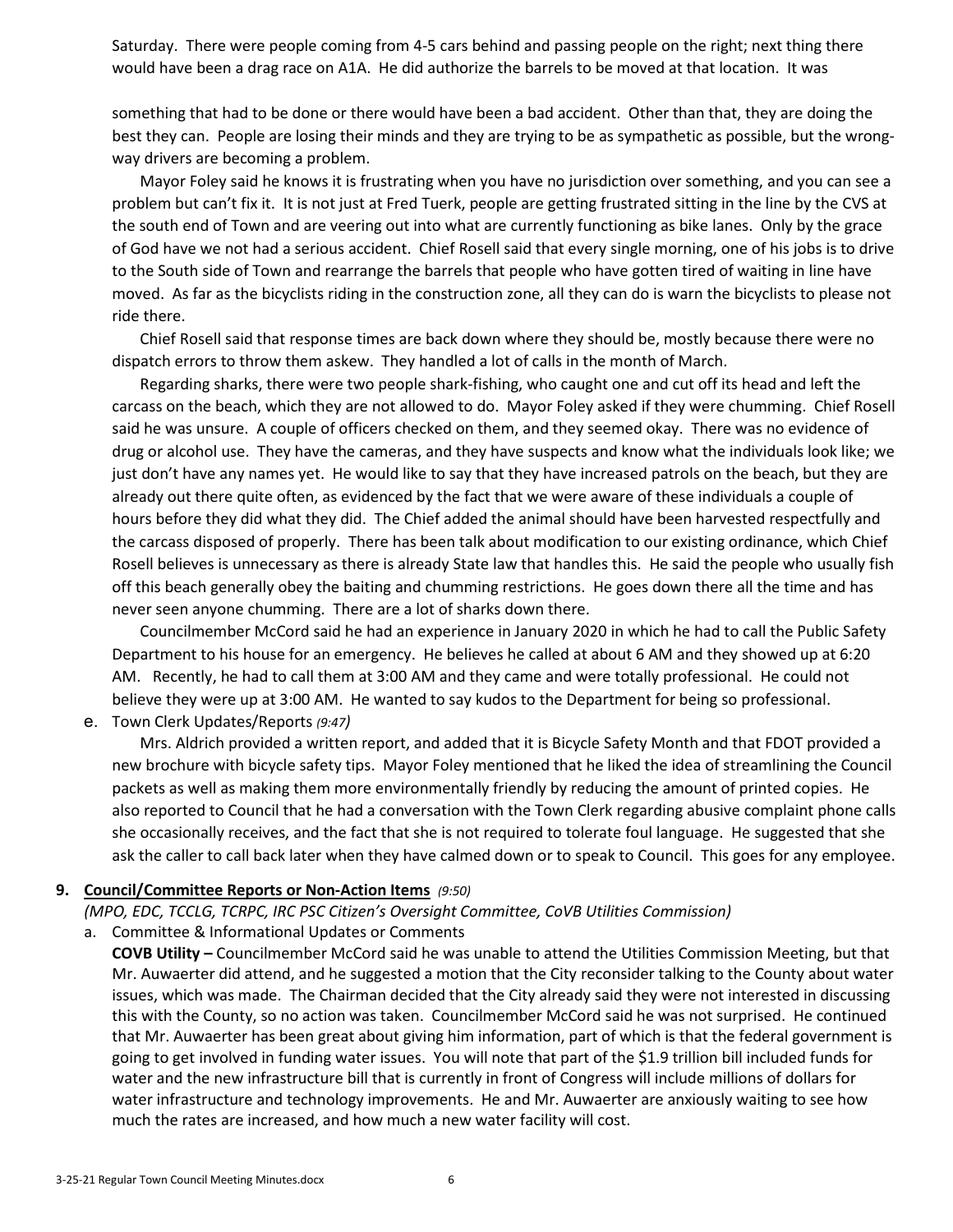Saturday. There were people coming from 4-5 cars behind and passing people on the right; next thing there would have been a drag race on A1A. He did authorize the barrels to be moved at that location. It was

something that had to be done or there would have been a bad accident. Other than that, they are doing the best they can. People are losing their minds and they are trying to be as sympathetic as possible, but the wrong-way drivers are becoming a problem.

Mayor Foley said he knows it is frustrating when you have no jurisdiction over something, and you can see a problem but can't fix it. It is not just at Fred Tuerk, people are getting frustrated sitting in the line by the CVS at the south end of Town and are veering out into what are currently functioning as bike lanes. Only by the grace of God have we not had a serious accident. Chief Rosell said that every single morning, one of his jobs is to drive to the South side of Town and rearrange the barrels that people who have gotten tired of waiting in line have moved. As far as the bicyclists riding in the construction zone, all they can do is warn the bicyclists to please not ride there.

Chief Rosell said that response times are back down where they should be, mostly because there were no dispatch errors to throw them askew. They handled a lot of calls in the month of March.

Regarding sharks, there were two people shark-fishing, who caught one and cut off its head and left the carcass on the beach, which they are not allowed to do. Mayor Foley asked if they were chumming. Chief Rosell said he was unsure. A couple of officers checked on them, and they seemed okay. There was no evidence of drug or alcohol use. They have the cameras, and they have suspects and know what the individuals look like; we just don't have any names yet. He would like to say that they have increased patrols on the beach, but they are already out there quite often, as evidenced by the fact that we were aware of these individuals a couple of hours before they did what they did. The Chief added the animal should have been harvested respectfully and the carcass disposed of properly. There has been talk about modification to our existing ordinance, which Chief Rosell believes is unnecessary as there is already State law that handles this. He said the people who usually fish off this beach generally obey the baiting and chumming restrictions. He goes down there all the time and has never seen anyone chumming. There are a lot of sharks down there.

Councilmember McCord said he had an experience in January 2020 in which he had to call the Public Safety Department to his house for an emergency. He believes he called at about 6 AM and they showed up at 6:20 AM. Recently, he had to call them at 3:00 AM and they came and were totally professional. He could not believe they were up at 3:00 AM. He wanted to say kudos to the Department for being so professional.

e. Town Clerk Updates/Reports *(9:47)*

Mrs. Aldrich provided a written report, and added that it is Bicycle Safety Month and that FDOT provided a new brochure with bicycle safety tips. Mayor Foley mentioned that he liked the idea of streamlining the Council packets as well as making them more environmentally friendly by reducing the amount of printed copies. He also reported to Council that he had a conversation with the Town Clerk regarding abusive complaint phone calls she occasionally receives, and the fact that she is not required to tolerate foul language. He suggested that she ask the caller to call back later when they have calmed down or to speak to Council. This goes for any employee.

## 9. **Council/Committee Reports or Non-Action Items** *(9:50)*

*(MPO, EDC, TCCLG, TCRPC, IRC PSC Citizen's Oversight Committee, CoVB Utilities Commission)*

a. Committee & Informational Updates or Comments

**COVB Utility –** Councilmember McCord said he was unable to attend the Utilities Commission Meeting, but that Mr. Auwaerter did attend, and he suggested a motion that the City reconsider talking to the County about water issues, which was made. The Chairman decided that the City already said they were not interested in discussing this with the County, so no action was taken. Councilmember McCord said he was not surprised. He continued that Mr. Auwaerter has been great about giving him information, part of which is that the federal government is going to get involved in funding water issues. You will note that part of the $1.9 trillion bill included funds for water and the new infrastructure bill that is currently in front of Congress will include millions of dollars for water infrastructure and technology improvements. He and Mr. Auwaerter are anxiously waiting to see how much the rates are increased, and how much a new water facility will cost.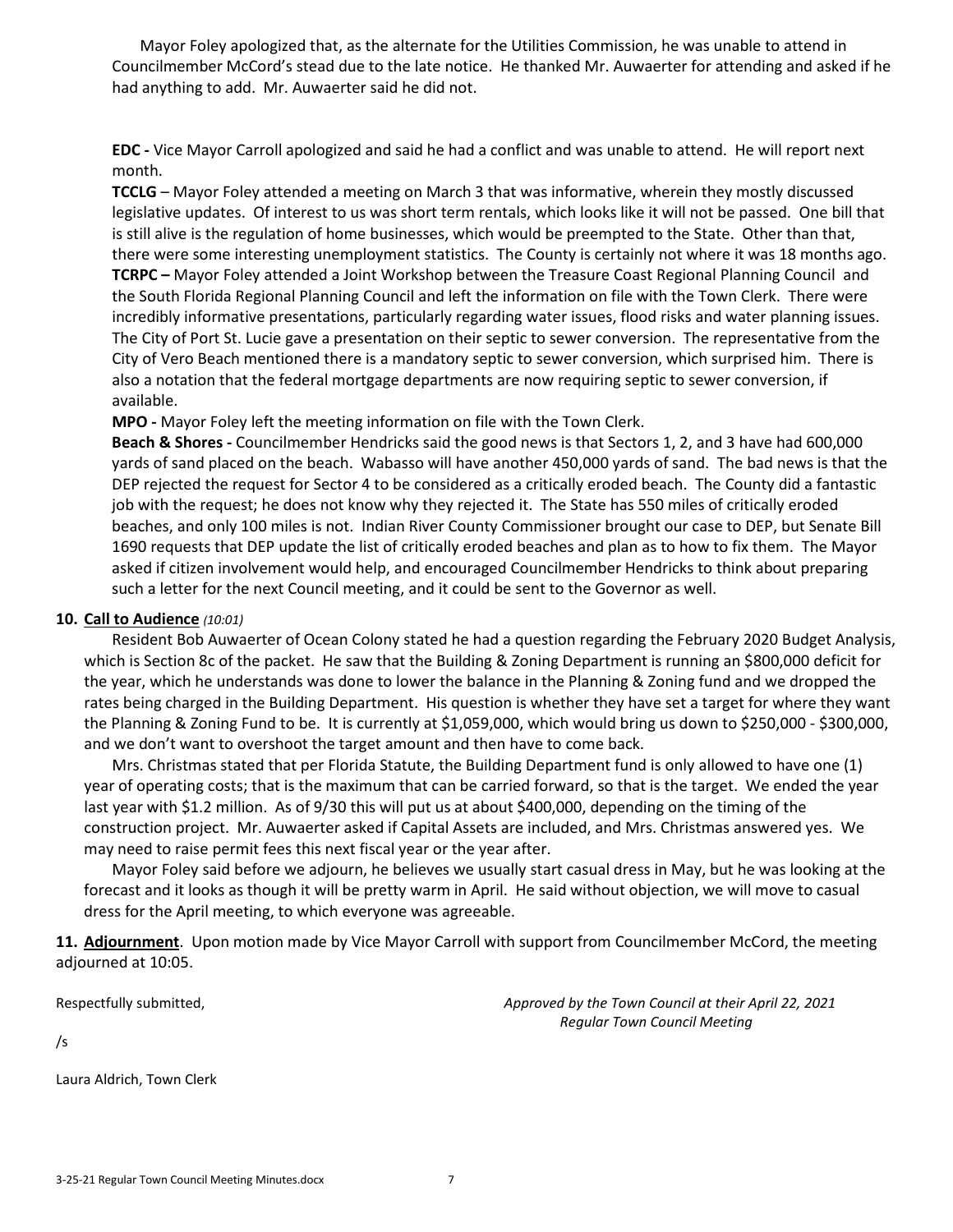Mayor Foley apologized that, as the alternate for the Utilities Commission, he was unable to attend in Councilmember McCord's stead due to the late notice. He thanked Mr. Auwaerter for attending and asked if he had anything to add. Mr. Auwaerter said he did not.

**EDC -** Vice Mayor Carroll apologized and said he had a conflict and was unable to attend. He will report next month.

**TCCLG** – Mayor Foley attended a meeting on March 3 that was informative, wherein they mostly discussed legislative updates. Of interest to us was short term rentals, which looks like it will not be passed. One bill that is still alive is the regulation of home businesses, which would be preempted to the State. Other than that, there were some interesting unemployment statistics. The County is certainly not where it was 18 months ago.

**TCRPC –** Mayor Foley attended a Joint Workshop between the Treasure Coast Regional Planning Council and the South Florida Regional Planning Council and left the information on file with the Town Clerk. There were incredibly informative presentations, particularly regarding water issues, flood risks and water planning issues. The City of Port St. Lucie gave a presentation on their septic to sewer conversion. The representative from the City of Vero Beach mentioned there is a mandatory septic to sewer conversion, which surprised him. There is also a notation that the federal mortgage departments are now requiring septic to sewer conversion, if available.

**MPO -** Mayor Foley left the meeting information on file with the Town Clerk.

**Beach & Shores -** Councilmember Hendricks said the good news is that Sectors 1, 2, and 3 have had 600,000 yards of sand placed on the beach. Wabasso will have another 450,000 yards of sand. The bad news is that the DEP rejected the request for Sector 4 to be considered as a critically eroded beach. The County did a fantastic job with the request; he does not know why they rejected it. The State has 550 miles of critically eroded beaches, and only 100 miles is not. Indian River County Commissioner brought our case to DEP, but Senate Bill 1690 requests that DEP update the list of critically eroded beaches and plan as to how to fix them. The Mayor asked if citizen involvement would help, and encouraged Councilmember Hendricks to think about preparing such a letter for the next Council meeting, and it could be sent to the Governor as well.

**10. Call to Audience** *(10:01)*

Resident Bob Auwaerter of Ocean Colony stated he had a question regarding the February 2020 Budget Analysis, which is Section 8c of the packet. He saw that the Building & Zoning Department is running an $800,000 deficit for the year, which he understands was done to lower the balance in the Planning & Zoning fund and we dropped the rates being charged in the Building Department. His question is whether they have set a target for where they want the Planning & Zoning Fund to be. It is currently at $1,059,000, which would bring us down to $250,000 - $300,000, and we don't want to overshoot the target amount and then have to come back.

Mrs. Christmas stated that per Florida Statute, the Building Department fund is only allowed to have one (1) year of operating costs; that is the maximum that can be carried forward, so that is the target. We ended the year last year with $1.2 million. As of 9/30 this will put us at about $400,000, depending on the timing of the construction project. Mr. Auwaerter asked if Capital Assets are included, and Mrs. Christmas answered yes. We may need to raise permit fees this next fiscal year or the year after.

Mayor Foley said before we adjourn, he believes we usually start casual dress in May, but he was looking at the forecast and it looks as though it will be pretty warm in April. He said without objection, we will move to casual dress for the April meeting, to which everyone was agreeable.

**11. Adjournment**. Upon motion made by Vice Mayor Carroll with support from Councilmember McCord, the meeting adjourned at 10:05.

Respectfully submitted,

*Approved by the Town Council at their April 22, 2021 Regular Town Council Meeting*

/s

Laura Aldrich, Town Clerk